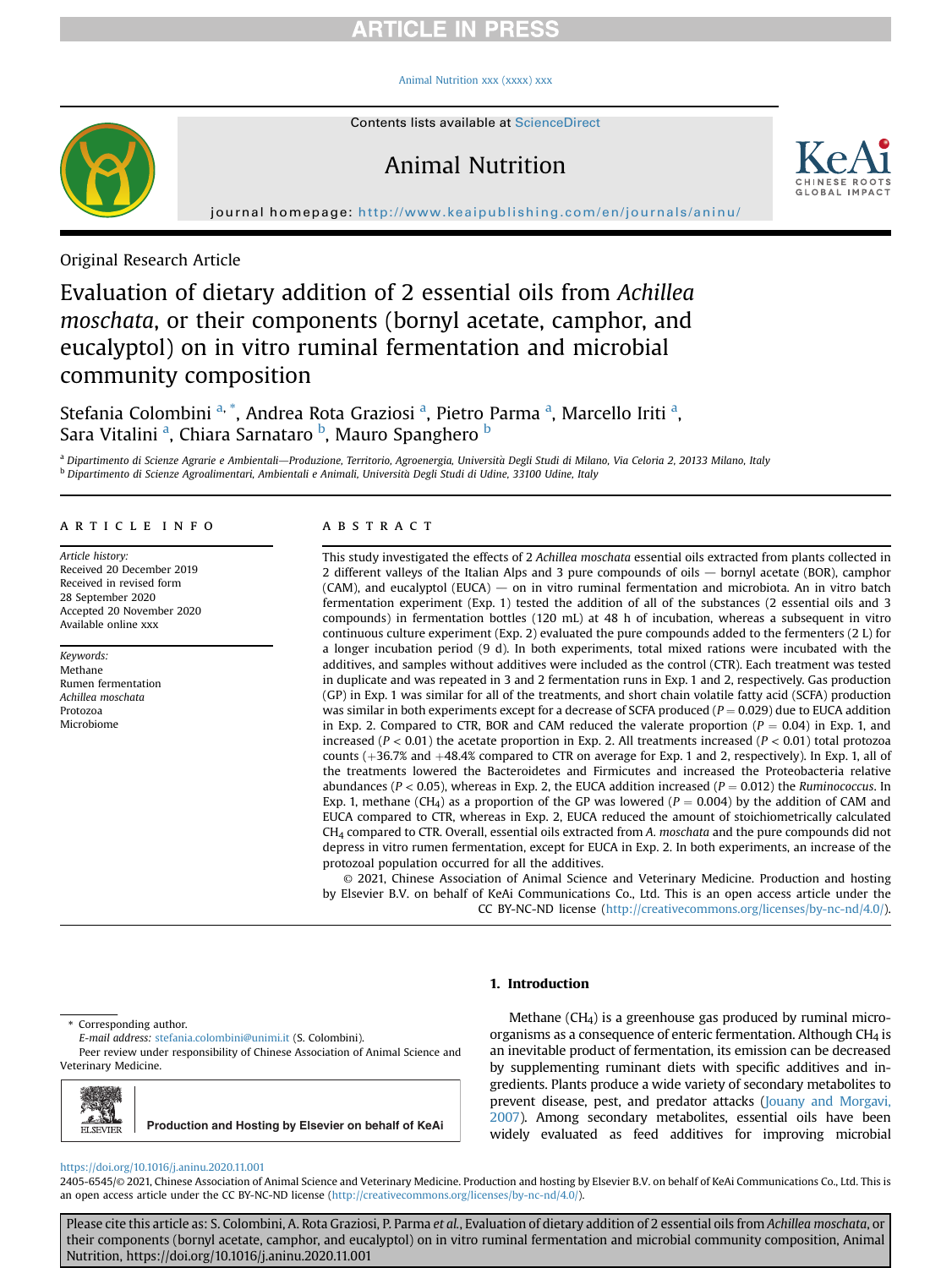Original Research Article

# Evaluation of dietary addition of 2 essential oils from *Achillea moschata*, or their components (bornyl acetate, camphor, and eucalyptol) on in vitro ruminal fermentation and microbial community composition

Stefania Colombini [a,*], Andrea Rota Graziosi [a], Pietro Parma [a], Marcello Iriti [a], Sara Vitalini [a], Chiara Sarnataro [b], Mauro Spanghero [b]

[a] Dipartimento di Scienze Agrarie e Ambientali—Produzione, Territorio, Agroenergia, Università Degli Studi di Milano, Via Celoria 2, 20133 Milano, Italy

[b] Dipartimento di Scienze Agroalimentari, Ambientali e Animali, Università Degli Studi di Udine, 33100 Udine, Italy

## ARTICLE INFO

*Article history:*
Received 20 December 2019
Received in revised form 28 September 2020
Accepted 20 November 2020
Available online xxx

*Keywords:*
Methane
Rumen fermentation
*Achillea moschata*
Protozoa
Microbiome

## ABSTRACT

This study investigated the effects of 2 *Achillea moschata* essential oils extracted from plants collected in 2 different valleys of the Italian Alps and 3 pure compounds of oils — bornyl acetate (BOR), camphor (CAM), and eucalyptol (EUCA) — on in vitro ruminal fermentation and microbiota. An in vitro batch fermentation experiment (Exp. 1) tested the addition of all of the substances (2 essential oils and 3 compounds) in fermentation bottles (120 mL) at 48 h of incubation, whereas a subsequent in vitro continuous culture experiment (Exp. 2) evaluated the pure compounds added to the fermenters (2 L) for a longer incubation period (9 d). In both experiments, total mixed rations were incubated with the additives, and samples without additives were included as the control (CTR). Each treatment was tested in duplicate and was repeated in 3 and 2 fermentation runs in Exp. 1 and 2, respectively. Gas production (GP) in Exp. 1 was similar for all of the treatments, and short chain volatile fatty acid (SCFA) production was similar in both experiments except for a decrease of SCFA produced ($P = 0.029$) due to EUCA addition in Exp. 2. Compared to CTR, BOR and CAM reduced the valerate proportion ($P = 0.04$) in Exp. 1, and increased ($P < 0.01$) the acetate proportion in Exp. 2. All treatments increased ($P < 0.01$) total protozoa counts (+36.7% and +48.4% compared to CTR on average for Exp. 1 and 2, respectively). In Exp. 1, all of the treatments lowered the Bacteroidetes and Firmicutes and increased the Proteobacteria relative abundances ($P < 0.05$), whereas in Exp. 2, the EUCA addition increased ($P = 0.012$) the *Ruminococcus*. In Exp. 1, methane ($CH_4$) as a proportion of the GP was lowered ($P = 0.004$) by the addition of CAM and EUCA compared to CTR, whereas in Exp. 2, EUCA reduced the amount of stoichiometrically calculated $CH_4$ compared to CTR. Overall, essential oils extracted from *A. moschata* and the pure compounds did not depress in vitro rumen fermentation, except for EUCA in Exp. 2. In both experiments, an increase of the protozoal population occurred for all the additives.

© 2021, Chinese Association of Animal Science and Veterinary Medicine. Production and hosting by Elsevier B.V. on behalf of KeAi Communications Co., Ltd. This is an open access article under the CC BY-NC-ND license (http://creativecommons.org/licenses/by-nc-nd/4.0/).

## 1. Introduction

Methane ($CH_4$) is a greenhouse gas produced by ruminal microorganisms as a consequence of enteric fermentation. Although $CH_4$ is an inevitable product of fermentation, its emission can be decreased by supplementing ruminant diets with specific additives and ingredients. Plants produce a wide variety of secondary metabolites to prevent disease, pest, and predator attacks (Jouany and Morgavi, 2007). Among secondary metabolites, essential oils have been widely evaluated as feed additives for improving microbial

\* Corresponding author.
*E-mail address:* stefania.colombini@unimi.it (S. Colombini).
Peer review under responsibility of Chinese Association of Animal Science and Veterinary Medicine.

Production and Hosting by Elsevier on behalf of KeAi

https://doi.org/10.1016/j.aninu.2020.11.001

2405-6545/© 2021, Chinese Association of Animal Science and Veterinary Medicine. Production and hosting by Elsevier B.V. on behalf of KeAi Communications Co., Ltd. This is an open access article under the CC BY-NC-ND license (http://creativecommons.org/licenses/by-nc-nd/4.0/).

Please cite this article as: S. Colombini, A. Rota Graziosi, P. Parma *et al.*, Evaluation of dietary addition of 2 essential oils from *Achillea moschata*, or their components (bornyl acetate, camphor, and eucalyptol) on in vitro ruminal fermentation and microbial community composition, Animal Nutrition, https://doi.org/10.1016/j.aninu.2020.11.001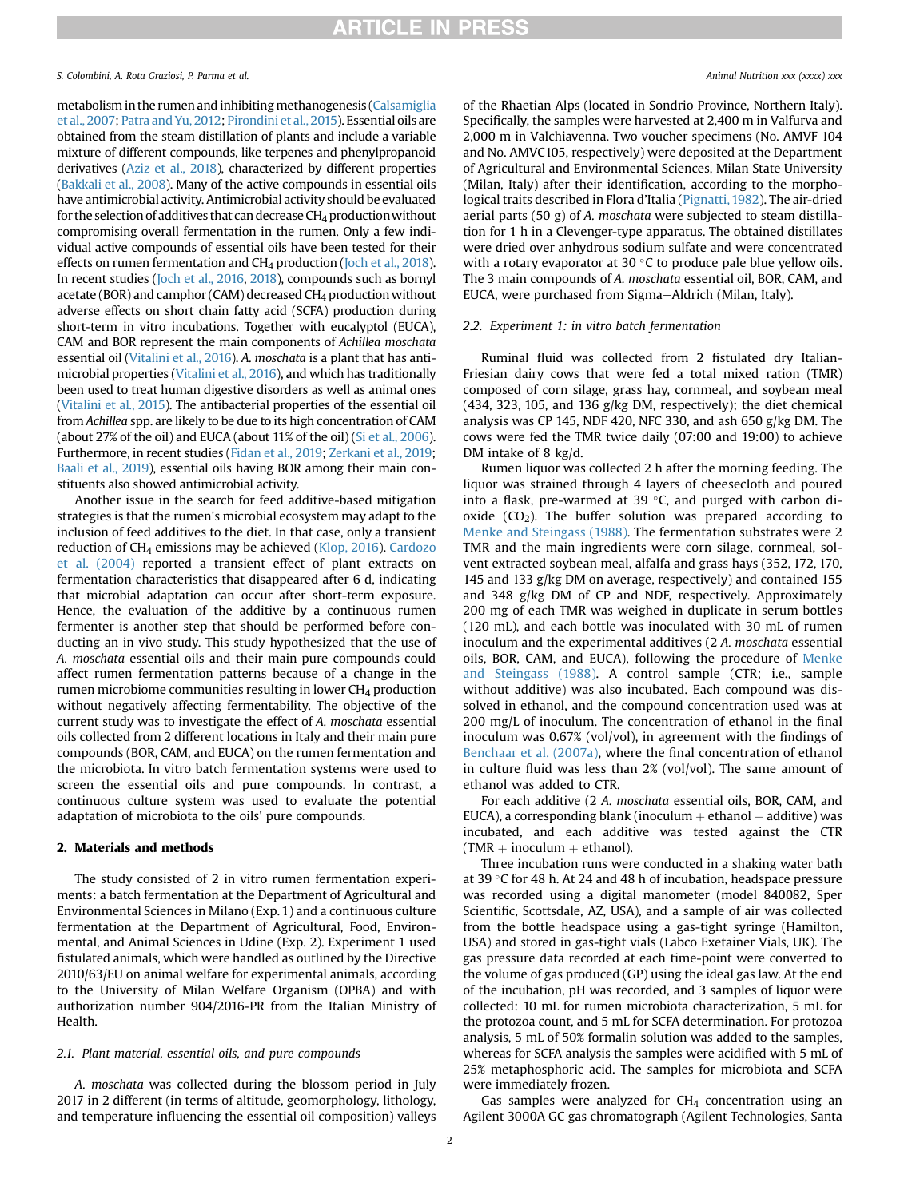metabolism in the rumen and inhibiting methanogenesis (Calsamiglia et al., 2007; Patra and Yu, 2012; Pirondini et al., 2015). Essential oils are obtained from the steam distillation of plants and include a variable mixture of different compounds, like terpenes and phenylpropanoid derivatives (Aziz et al., 2018), characterized by different properties (Bakkali et al., 2008). Many of the active compounds in essential oils have antimicrobial activity. Antimicrobial activity should be evaluated for the selection of additives that can decrease $CH_4$ production without compromising overall fermentation in the rumen. Only a few individual active compounds of essential oils have been tested for their effects on rumen fermentation and $CH_4$ production (Joch et al., 2018). In recent studies (Joch et al., 2016, 2018), compounds such as bornyl acetate (BOR) and camphor (CAM) decreased $CH_4$ production without adverse effects on short chain fatty acid (SCFA) production during short-term in vitro incubations. Together with eucalyptol (EUCA), CAM and BOR represent the main components of *Achillea moschata* essential oil (Vitalini et al., 2016). *A. moschata* is a plant that has antimicrobial properties (Vitalini et al., 2016), and which has traditionally been used to treat human digestive disorders as well as animal ones (Vitalini et al., 2015). The antibacterial properties of the essential oil from *Achillea* spp. are likely to be due to its high concentration of CAM (about 27% of the oil) and EUCA (about 11% of the oil) (Si et al., 2006). Furthermore, in recent studies (Fidan et al., 2019; Zerkani et al., 2019; Baali et al., 2019), essential oils having BOR among their main constituents also showed antimicrobial activity.

Another issue in the search for feed additive-based mitigation strategies is that the rumen's microbial ecosystem may adapt to the inclusion of feed additives to the diet. In that case, only a transient reduction of $CH_4$ emissions may be achieved (Klop, 2016). Cardozo et al. (2004) reported a transient effect of plant extracts on fermentation characteristics that disappeared after 6 d, indicating that microbial adaptation can occur after short-term exposure. Hence, the evaluation of the additive by a continuous rumen fermenter is another step that should be performed before conducting an in vivo study. This study hypothesized that the use of *A. moschata* essential oils and their main pure compounds could affect rumen fermentation patterns because of a change in the rumen microbiome communities resulting in lower $CH_4$ production without negatively affecting fermentability. The objective of the current study was to investigate the effect of *A. moschata* essential oils collected from 2 different locations in Italy and their main pure compounds (BOR, CAM, and EUCA) on the rumen fermentation and the microbiota. In vitro batch fermentation systems were used to screen the essential oils and pure compounds. In contrast, a continuous culture system was used to evaluate the potential adaptation of microbiota to the oils' pure compounds.

## 2. Materials and methods

The study consisted of 2 in vitro rumen fermentation experiments: a batch fermentation at the Department of Agricultural and Environmental Sciences in Milano (Exp. 1) and a continuous culture fermentation at the Department of Agricultural, Food, Environmental, and Animal Sciences in Udine (Exp. 2). Experiment 1 used fistulated animals, which were handled as outlined by the Directive 2010/63/EU on animal welfare for experimental animals, according to the University of Milan Welfare Organism (OPBA) and with authorization number 904/2016-PR from the Italian Ministry of Health.

### 2.1. Plant material, essential oils, and pure compounds

*A. moschata* was collected during the blossom period in July 2017 in 2 different (in terms of altitude, geomorphology, lithology, and temperature influencing the essential oil composition) valleys of the Rhaetian Alps (located in Sondrio Province, Northern Italy). Specifically, the samples were harvested at 2,400 m in Valfurva and 2,000 m in Valchiavenna. Two voucher specimens (No. AMVF 104 and No. AMVC105, respectively) were deposited at the Department of Agricultural and Environmental Sciences, Milan State University (Milan, Italy) after their identification, according to the morphological traits described in Flora d'Italia (Pignatti, 1982). The air-dried aerial parts (50 g) of *A. moschata* were subjected to steam distillation for 1 h in a Clevenger-type apparatus. The obtained distillates were dried over anhydrous sodium sulfate and were concentrated with a rotary evaporator at 30 °C to produce pale blue yellow oils. The 3 main compounds of *A. moschata* essential oil, BOR, CAM, and EUCA, were purchased from Sigma–Aldrich (Milan, Italy).

### 2.2. Experiment 1: in vitro batch fermentation

Ruminal fluid was collected from 2 fistulated dry Italian-Friesian dairy cows that were fed a total mixed ration (TMR) composed of corn silage, grass hay, cornmeal, and soybean meal (434, 323, 105, and 136 g/kg DM, respectively); the diet chemical analysis was CP 145, NDF 420, NFC 330, and ash 650 g/kg DM. The cows were fed the TMR twice daily (07:00 and 19:00) to achieve DM intake of 8 kg/d.

Rumen liquor was collected 2 h after the morning feeding. The liquor was strained through 4 layers of cheesecloth and poured into a flask, pre-warmed at 39 °C, and purged with carbon dioxide ($CO_2$). The buffer solution was prepared according to Menke and Steingass (1988). The fermentation substrates were 2 TMR and the main ingredients were corn silage, cornmeal, solvent extracted soybean meal, alfalfa and grass hays (352, 172, 170, 145 and 133 g/kg DM on average, respectively) and contained 155 and 348 g/kg DM of CP and NDF, respectively. Approximately 200 mg of each TMR was weighed in duplicate in serum bottles (120 mL), and each bottle was inoculated with 30 mL of rumen inoculum and the experimental additives (2 *A. moschata* essential oils, BOR, CAM, and EUCA), following the procedure of Menke and Steingass (1988). A control sample (CTR; i.e., sample without additive) was also incubated. Each compound was dissolved in ethanol, and the compound concentration used was at 200 mg/L of inoculum. The concentration of ethanol in the final inoculum was 0.67% (vol/vol), in agreement with the findings of Benchaar et al. (2007a), where the final concentration of ethanol in culture fluid was less than 2% (vol/vol). The same amount of ethanol was added to CTR.

For each additive (2 *A. moschata* essential oils, BOR, CAM, and EUCA), a corresponding blank (inoculum + ethanol + additive) was incubated, and each additive was tested against the CTR (TMR + inoculum + ethanol).

Three incubation runs were conducted in a shaking water bath at 39 °C for 48 h. At 24 and 48 h of incubation, headspace pressure was recorded using a digital manometer (model 840082, Sper Scientific, Scottsdale, AZ, USA), and a sample of air was collected from the bottle headspace using a gas-tight syringe (Hamilton, USA) and stored in gas-tight vials (Labco Exetainer Vials, UK). The gas pressure data recorded at each time-point were converted to the volume of gas produced (GP) using the ideal gas law. At the end of the incubation, pH was recorded, and 3 samples of liquor were collected: 10 mL for rumen microbiota characterization, 5 mL for the protozoa count, and 5 mL for SCFA determination. For protozoa analysis, 5 mL of 50% formalin solution was added to the samples, whereas for SCFA analysis the samples were acidified with 5 mL of 25% metaphosphoric acid. The samples for microbiota and SCFA were immediately frozen.

Gas samples were analyzed for $CH_4$ concentration using an Agilent 3000A GC gas chromatograph (Agilent Technologies, Santa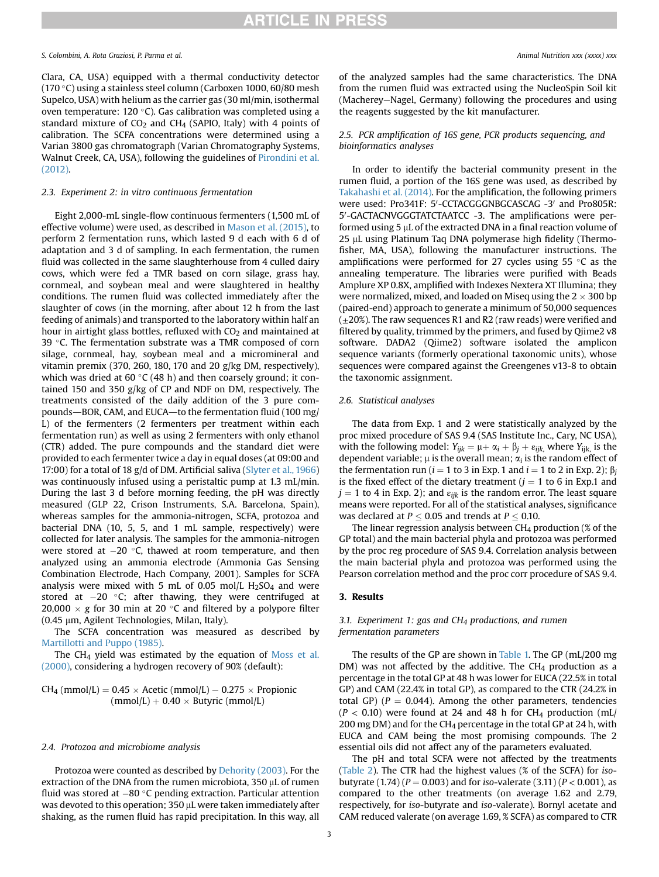Clara, CA, USA) equipped with a thermal conductivity detector (170 °C) using a stainless steel column (Carboxen 1000, 60/80 mesh Supelco, USA) with helium as the carrier gas (30 ml/min, isothermal oven temperature: 120 °C). Gas calibration was completed using a standard mixture of $CO_2$ and $CH_4$ (SAPIO, Italy) with 4 points of calibration. The SCFA concentrations were determined using a Varian 3800 gas chromatograph (Varian Chromatography Systems, Walnut Creek, CA, USA), following the guidelines of Pirondini et al. (2012).

### 2.3. Experiment 2: in vitro continuous fermentation

Eight 2,000-mL single-flow continuous fermenters (1,500 mL of effective volume) were used, as described in Mason et al. (2015), to perform 2 fermentation runs, which lasted 9 d each with 6 d of adaptation and 3 d of sampling. In each fermentation, the rumen fluid was collected in the same slaughterhouse from 4 culled dairy cows, which were fed a TMR based on corn silage, grass hay, cornmeal, and soybean meal and were slaughtered in healthy conditions. The rumen fluid was collected immediately after the slaughter of cows (in the morning, after about 12 h from the last feeding of animals) and transported to the laboratory within half an hour in airtight glass bottles, refluxed with $CO_2$ and maintained at 39 °C. The fermentation substrate was a TMR composed of corn silage, cornmeal, hay, soybean meal and a micromineral and vitamin premix (370, 260, 180, 170 and 20 g/kg DM, respectively), which was dried at 60 °C (48 h) and then coarsely ground; it contained 150 and 350 g/kg of CP and NDF on DM, respectively. The treatments consisted of the daily addition of the 3 pure compounds—BOR, CAM, and EUCA—to the fermentation fluid (100 mg/L) of the fermenters (2 fermenters per treatment within each fermentation run) as well as using 2 fermenters with only ethanol (CTR) added. The pure compounds and the standard diet were provided to each fermenter twice a day in equal doses (at 09:00 and 17:00) for a total of 18 g/d of DM. Artificial saliva (Slyter et al., 1966) was continuously infused using a peristaltic pump at 1.3 mL/min. During the last 3 d before morning feeding, the pH was directly measured (GLP 22, Crison Instruments, S.A. Barcelona, Spain), whereas samples for the ammonia-nitrogen, SCFA, protozoa and bacterial DNA (10, 5, 5, and 1 mL sample, respectively) were collected for later analysis. The samples for the ammonia-nitrogen were stored at −20 °C, thawed at room temperature, and then analyzed using an ammonia electrode (Ammonia Gas Sensing Combination Electrode, Hach Company, 2001). Samples for SCFA analysis were mixed with 5 mL of 0.05 mol/L $H_2SO_4$ and were stored at −20 °C; after thawing, they were centrifuged at 20,000 × *g* for 30 min at 20 °C and filtered by a polypore filter (0.45 μm, Agilent Technologies, Milan, Italy).

The SCFA concentration was measured as described by Martillotti and Puppo (1985).

The $CH_4$ yield was estimated by the equation of Moss et al. (2000), considering a hydrogen recovery of 90% (default):

$$CH_4\ (\text{mmol/L}) = 0.45 \times \text{Acetic (mmol/L)} - 0.275 \times \text{Propionic (mmol/L)} + 0.40 \times \text{Butyric (mmol/L)}$$

### 2.4. Protozoa and microbiome analysis

Protozoa were counted as described by Dehority (2003). For the extraction of the DNA from the rumen microbiota, 350 μL of rumen fluid was stored at −80 °C pending extraction. Particular attention was devoted to this operation; 350 μL were taken immediately after shaking, as the rumen fluid has rapid precipitation. In this way, all of the analyzed samples had the same characteristics. The DNA from the rumen fluid was extracted using the NucleoSpin Soil kit (Macherey−Nagel, Germany) following the procedures and using the reagents suggested by the kit manufacturer.

### 2.5. PCR amplification of 16S gene, PCR products sequencing, and bioinformatics analyses

In order to identify the bacterial community present in the rumen fluid, a portion of the 16S gene was used, as described by Takahashi et al. (2014). For the amplification, the following primers were used: Pro341F: 5′-CCTACGGGNBGCASCAG -3′ and Pro805R: 5′-GACTACNVGGGTATCTAATCC -3. The amplifications were performed using 5 μL of the extracted DNA in a final reaction volume of 25 μL using Platinum Taq DNA polymerase high fidelity (Thermofisher, MA, USA), following the manufacturer instructions. The amplifications were performed for 27 cycles using 55 °C as the annealing temperature. The libraries were purified with Beads Amplure XP 0.8X, amplified with Indexes Nextera XT Illumina; they were normalized, mixed, and loaded on Miseq using the 2 × 300 bp (paired-end) approach to generate a minimum of 50,000 sequences (±20%). The raw sequences R1 and R2 (raw reads) were verified and filtered by quality, trimmed by the primers, and fused by Qiime2 v8 software. DADA2 (Qiime2) software isolated the amplicon sequence variants (formerly operational taxonomic units), whose sequences were compared against the Greengenes v13-8 to obtain the taxonomic assignment.

### 2.6. Statistical analyses

The data from Exp. 1 and 2 were statistically analyzed by the proc mixed procedure of SAS 9.4 (SAS Institute Inc., Cary, NC USA), with the following model: $Y_{ijk} = \mu + \alpha_i + \beta_j + \varepsilon_{ijk}$, where $Y_{ijk}$ is the dependent variable; μ is the overall mean; $\alpha_i$ is the random effect of the fermentation run ($i$ = 1 to 3 in Exp. 1 and $i$ = 1 to 2 in Exp. 2); $\beta_j$ is the fixed effect of the dietary treatment ($j$ = 1 to 6 in Exp.1 and $j$ = 1 to 4 in Exp. 2); and $\varepsilon_{ijk}$ is the random error. The least square means were reported. For all of the statistical analyses, significance was declared at $P \leq 0.05$ and trends at $P \leq 0.10$.

The linear regression analysis between $CH_4$ production (% of the GP total) and the main bacterial phyla and protozoa was performed by the proc reg procedure of SAS 9.4. Correlation analysis between the main bacterial phyla and protozoa was performed using the Pearson correlation method and the proc corr procedure of SAS 9.4.

## 3. Results

### 3.1. Experiment 1: gas and CH4 productions, and rumen fermentation parameters

The results of the GP are shown in Table 1. The GP (mL/200 mg DM) was not affected by the additive. The $CH_4$ production as a percentage in the total GP at 48 h was lower for EUCA (22.5% in total GP) and CAM (22.4% in total GP), as compared to the CTR (24.2% in total GP) ($P$ = 0.044). Among the other parameters, tendencies ($P$ < 0.10) were found at 24 and 48 h for $CH_4$ production (mL/200 mg DM) and for the $CH_4$ percentage in the total GP at 24 h, with EUCA and CAM being the most promising compounds. The 2 essential oils did not affect any of the parameters evaluated.

The pH and total SCFA were not affected by the treatments (Table 2). The CTR had the highest values (% of the SCFA) for *iso*-butyrate (1.74) ($P$ = 0.003) and for *iso*-valerate (3.11) ($P$ < 0.001), as compared to the other treatments (on average 1.62 and 2.79, respectively, for *iso*-butyrate and *iso*-valerate). Bornyl acetate and CAM reduced valerate (on average 1.69, % SCFA) as compared to CTR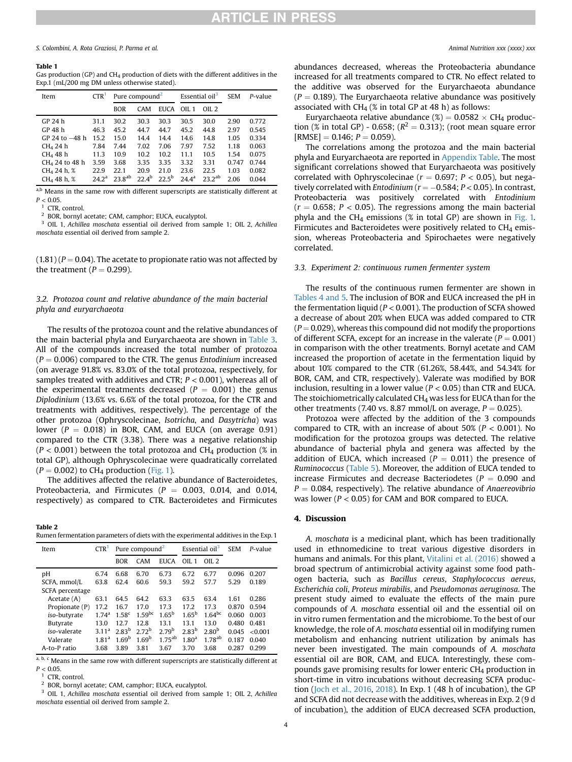**Table 1**
Gas production (GP) and $CH_4$ production of diets with the different additives in the Exp.1 (mL/200 mg DM unless otherwise stated).

| Item | CTR[1] | Pure compound[2] | | | Essential oil[3] | | SEM | *P*-value |
|---|---|---|---|---|---|---|---|---|
| | | BOR | CAM | EUCA | OIL 1 | OIL 2 | | |
| GP 24 h | 31.1 | 30.2 | 30.3 | 30.3 | 30.5 | 30.0 | 2.90 | 0.772 |
| GP 48 h | 46.3 | 45.2 | 44.7 | 44.7 | 45.2 | 44.8 | 2.97 | 0.545 |
| GP 24 to −48 h | 15.2 | 15.0 | 14.4 | 14.4 | 14.6 | 14.8 | 1.05 | 0.334 |
| $CH_4$ 24 h | 7.84 | 7.44 | 7.02 | 7.06 | 7.97 | 7.52 | 1.18 | 0.063 |
| $CH_4$ 48 h | 11.3 | 10.9 | 10.2 | 10.2 | 11.1 | 10.5 | 1.54 | 0.075 |
| $CH_4$ 24 to 48 h | 3.59 | 3.68 | 3.35 | 3.35 | 3.32 | 3.31 | 0.747 | 0.744 |
| $CH_4$ 24 h, % | 22.9 | 22.1 | 20.9 | 21.0 | 23.6 | 22.5 | 1.03 | 0.082 |
| $CH_4$ 48 h, % | 24.2[a] | 23.8[ab] | 22.4[b] | 22.5[b] | 24.4[a] | 23.2[ab] | 2.06 | 0.044 |

[a,b] Means in the same row with different superscripts are statistically different at $P < 0.05$.
[1] CTR, control.
[2] BOR, bornyl acetate; CAM, camphor; EUCA, eucalyptol.
[3] OIL 1, *Achillea moschata* essential oil derived from sample 1; OIL 2, *Achillea moschata* essential oil derived from sample 2.

(1.81) ($P = 0.04$). The acetate to propionate ratio was not affected by the treatment ($P = 0.299$).

### 3.2. Protozoa count and relative abundance of the main bacterial phyla and euryarchaeota

The results of the protozoa count and the relative abundances of the main bacterial phyla and Euryarchaeota are shown in Table 3. All of the compounds increased the total number of protozoa ($P = 0.006$) compared to the CTR. The genus *Entodinium* increased (on average 91.8% vs. 83.0% of the total protozoa, respectively, for samples treated with additives and CTR; $P < 0.001$), whereas all of the experimental treatments decreased ($P = 0.001$) the genus *Diplodinium* (13.6% vs. 6.6% of the total protozoa, for the CTR and treatments with additives, respectively). The percentage of the other protozoa (Ophryscolecinae, *Isotricha*, and *Dasytricha*) was lower ($P = 0.018$) in BOR, CAM, and EUCA (on average 0.91) compared to the CTR (3.38). There was a negative relationship ($P < 0.001$) between the total protozoa and $CH_4$ production (% in total GP), although Ophryscolecinae were quadratically correlated ($P = 0.002$) to $CH_4$ production (Fig. 1).

The additives affected the relative abundance of Bacteroidetes, Proteobacteria, and Firmicutes ($P = 0.003$, 0.014, and 0.014, respectively) as compared to CTR. Bacteroidetes and Firmicutes abundances decreased, whereas the Proteobacteria abundance increased for all treatments compared to CTR. No effect related to the additive was observed for the Euryarchaeota abundance ($P = 0.189$). The Euryarchaeota relative abundance was positively associated with $CH_4$ (% in total GP at 48 h) as follows:

Euryarchaeota relative abundance (%) = 0.0582 × $CH_4$ production (% in total GP) - 0.658; ($R^2 = 0.313$); (root mean square error [RMSE] = 0.146; $P = 0.059$).

The correlations among the protozoa and the main bacterial phyla and Euryarchaeota are reported in Appendix Table. The most significant correlations showed that Euryarchaeota was positively correlated with Ophryscolecinae ($r = 0.697$; $P < 0.05$), but negatively correlated with *Entodinium* ($r = -0.584$; $P < 0.05$). In contrast, Proteobacteria was positively correlated with *Entodinium* ($r = 0.658$; $P < 0.05$). The regressions among the main bacterial phyla and the $CH_4$ emissions (% in total GP) are shown in Fig. 1. Firmicutes and Bacteroidetes were positively related to $CH_4$ emission, whereas Proteobacteria and Spirochaetes were negatively correlated.

**Table 2**
Rumen fermentation parameters of diets with the experimental additives in the Exp. 1

| Item | CTR[1] | Pure compound[2] | | | Essential oil[3] | | SEM | *P*-value |
|---|---|---|---|---|---|---|---|---|
| | | BOR | CAM | EUCA | OIL 1 | OIL 2 | | |
| pH | 6.74 | 6.68 | 6.70 | 6.73 | 6.72 | 6.77 | 0.096 | 0.207 |
| SCFA, mmol/L | 63.8 | 62.4 | 60.6 | 59.3 | 59.2 | 57.7 | 5.29 | 0.189 |
| SCFA percentage | | | | | | | | |
| Acetate (A) | 63.1 | 64.5 | 64.2 | 63.3 | 63.5 | 63.4 | 1.61 | 0.286 |
| Propionate (P) | 17.2 | 16.7 | 17.0 | 17.3 | 17.2 | 17.3 | 0.870 | 0.594 |
| *iso*-butyrate | 1.74[a] | 1.58[c] | 1.59[bc] | 1.65[b] | 1.65[b] | 1.64[bc] | 0.060 | 0.003 |
| Butyrate | 13.0 | 12.7 | 12.8 | 13.1 | 13.1 | 13.0 | 0.480 | 0.481 |
| *iso*-valerate | 3.11[a] | 2.83[b] | 2.72[b] | 2.79[b] | 2.83[b] | 2.80[b] | 0.045 | <0.001 |
| Valerate | 1.81[a] | 1.69[b] | 1.69[b] | 1.75[ab] | 1.80[a] | 1.78[ab] | 0.187 | 0.040 |
| A-to-P ratio | 3.68 | 3.89 | 3.81 | 3.67 | 3.70 | 3.68 | 0.287 | 0.299 |

[a, b, c] Means in the same row with different superscripts are statistically different at $P < 0.05$.
[1] CTR, control.
[2] BOR, bornyl acetate; CAM, camphor; EUCA, eucalyptol.
[3] OIL 1, *Achillea moschata* essential oil derived from sample 1; OIL 2, *Achillea moschata* essential oil derived from sample 2.

### 3.3. Experiment 2: continuous rumen fermenter system

The results of the continuous rumen fermenter are shown in Tables 4 and 5. The inclusion of BOR and EUCA increased the pH in the fermentation liquid ($P < 0.001$). The production of SCFA showed a decrease of about 20% when EUCA was added compared to CTR ($P = 0.029$), whereas this compound did not modify the proportions of different SCFA, except for an increase in the valerate ($P = 0.001$) in comparison with the other treatments. Bornyl acetate and CAM increased the proportion of acetate in the fermentation liquid by about 10% compared to the CTR (61.26%, 58.44%, and 54.34% for BOR, CAM, and CTR, respectively). Valerate was modified by BOR inclusion, resulting in a lower value ($P < 0.05$) than CTR and EUCA. The stoichiometrically calculated $CH_4$ was less for EUCA than for the other treatments (7.40 vs. 8.87 mmol/L on average, $P = 0.025$).

Protozoa were affected by the addition of the 3 compounds compared to CTR, with an increase of about 50% ($P < 0.001$). No modification for the protozoa groups was detected. The relative abundance of bacterial phyla and genera was affected by the addition of EUCA, which increased ($P = 0.011$) the presence of *Ruminococcus* (Table 5). Moreover, the addition of EUCA tended to increase Firmicutes and decrease Bacteriodetes ($P = 0.090$ and $P = 0.084$, respectively). The relative abundance of *Anaereovibrio* was lower ($P < 0.05$) for CAM and BOR compared to EUCA.

## 4. Discussion

*A. moschata* is a medicinal plant, which has been traditionally used in ethnomedicine to treat various digestive disorders in humans and animals. For this plant, Vitalini et al. (2016) showed a broad spectrum of antimicrobial activity against some food pathogen bacteria, such as *Bacillus cereus*, *Staphylococcus aereus*, *Escherichia coli*, *Proteus mirabilis*, and *Pseudomonas aeruginosa*. The present study aimed to evaluate the effects of the main pure compounds of *A. moschata* essential oil and the essential oil on in vitro rumen fermentation and the microbiome. To the best of our knowledge, the role of *A. moschata* essential oil in modifying rumen metabolism and enhancing nutrient utilization by animals has never been investigated. The main compounds of *A. moschata* essential oil are BOR, CAM, and EUCA. Interestingly, these compounds gave promising results for lower enteric $CH_4$ production in short-time in vitro incubations without decreasing SCFA production (Joch et al., 2016, 2018). In Exp. 1 (48 h of incubation), the GP and SCFA did not decrease with the additives, whereas in Exp. 2 (9 d of incubation), the addition of EUCA decreased SCFA production,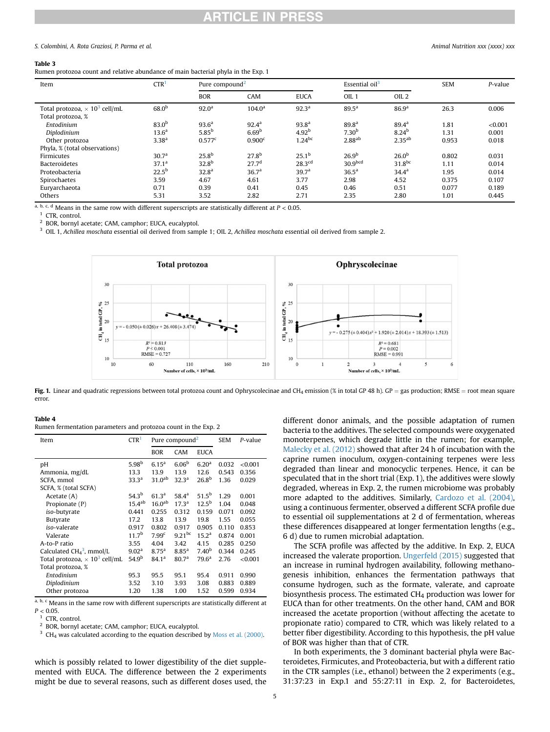**Table 3**
Rumen protozoa count and relative abundance of main bacterial phyla in the Exp. 1

| Item | CTR[1] | Pure compound[2] | | | Essential oil[3] | | SEM | P-value |
|---|---|---|---|---|---|---|---|---|
| | | BOR | CAM | EUCA | OIL 1 | OIL 2 | | |
| Total protozoa, $\times 10^3$ cell/mL | 68.0[b] | 92.0[a] | 104.0[a] | 92.3[a] | 89.5[a] | 86.9[a] | 26.3 | 0.006 |
| Total protozoa, % | | | | | | | | |
| *Entodinium* | 83.0[b] | 93.6[a] | 92.4[a] | 93.8[a] | 89.8[a] | 89.4[a] | 1.81 | <0.001 |
| *Diplodinium* | 13.6[a] | 5.85[b] | 6.69[b] | 4.92[b] | 7.30[b] | 8.24[b] | 1.31 | 0.001 |
| Other protozoa | 3.38[a] | 0.577[c] | 0.900[c] | 1.24[bc] | 2.88[ab] | 2.35[ab] | 0.953 | 0.018 |
| Phyla, % (total observations) | | | | | | | | |
| Firmicutes | 30.7[a] | 25.8[b] | 27.8[b] | 25.1[b] | 26.9[b] | 26.0[b] | 0.802 | 0.031 |
| Bacteroidetes | 37.1[a] | 32.8[b] | 27.7[d] | 28.3[cd] | 30.9[bcd] | 31.8[bc] | 1.11 | 0.014 |
| Proteobacteria | 22.5[b] | 32.8[a] | 36.7[a] | 39.7[a] | 36.5[a] | 34.4[a] | 1.95 | 0.014 |
| Spirochaetes | 3.59 | 4.67 | 4.61 | 3.77 | 2.98 | 4.52 | 0.375 | 0.107 |
| Euryarchaeota | 0.71 | 0.39 | 0.41 | 0.45 | 0.46 | 0.51 | 0.077 | 0.189 |
| Others | 5.31 | 3.52 | 2.82 | 2.71 | 2.35 | 2.80 | 1.01 | 0.445 |

[a, b, c, d] Means in the same row with different superscripts are statistically different at $P < 0.05$.
[1] CTR, control.
[2] BOR, bornyl acetate; CAM, camphor; EUCA, eucalyptol.
[3] OIL 1, *Achillea moschata* essential oil derived from sample 1; OIL 2, *Achillea moschata* essential oil derived from sample 2.

**Fig. 1.** Linear and quadratic regressions between total protozoa count and Ophryscolecinae and $CH_4$ emission (% in total GP 48 h). GP = gas production; RMSE = root mean square error.

**Table 4**
Rumen fermentation parameters and protozoa count in the Exp. 2

| Item | CTR[1] | Pure compound[2] | | | SEM | P-value |
|---|---|---|---|---|---|---|
| | | BOR | CAM | EUCA | | |
| pH | 5.98[b] | 6.15[a] | 6.06[b] | 6.20[a] | 0.032 | <0.001 |
| Ammonia, mg/dL | 13.3 | 13.9 | 13.9 | 12.6 | 0.543 | 0.356 |
| SCFA, mmol | 33.3[a] | 31.0[ab] | 32.3[a] | 26.8[b] | 1.36 | 0.029 |
| SCFA, % (total SCFA) | | | | | | |
| Acetate (A) | 54.3[b] | 61.3[a] | 58.4[a] | 51.5[b] | 1.29 | 0.001 |
| Propionate (P) | 15.4[ab] | 16.0[ab] | 17.3[a] | 12.5[b] | 1.04 | 0.048 |
| *iso*-butyrate | 0.441 | 0.255 | 0.312 | 0.159 | 0.071 | 0.092 |
| Butyrate | 17.2 | 13.8 | 13.9 | 19.8 | 1.55 | 0.055 |
| *iso*-valerate | 0.917 | 0.802 | 0.917 | 0.905 | 0.110 | 0.853 |
| Valerate | 11.7[b] | 7.99[c] | 9.21[bc] | 15.2[a] | 0.874 | 0.001 |
| A-to-P ratio | 3.55 | 4.04 | 3.42 | 4.15 | 0.285 | 0.250 |
| Calculated $CH_4$[3], mmol/L | 9.02[a] | 8.75[a] | 8.85[a] | 7.40[b] | 0.344 | 0.245 |
| Total protozoa, $\times 10^3$ cell/mL | 54.9[b] | 84.1[a] | 80.7[a] | 79.6[a] | 2.76 | <0.001 |
| Total protozoa, % | | | | | | |
| *Entodinium* | 95.3 | 95.5 | 95.1 | 95.4 | 0.911 | 0.990 |
| *Diplodinium* | 3.52 | 3.10 | 3.93 | 3.08 | 0.883 | 0.889 |
| Other protozoa | 1.20 | 1.38 | 1.00 | 1.52 | 0.599 | 0.934 |

[a, b, c] Means in the same row with different superscripts are statistically different at $P < 0.05$.
[1] CTR, control.
[2] BOR, bornyl acetate; CAM, camphor; EUCA, eucalyptol.
[3] $CH_4$ was calculated according to the equation described by Moss et al. (2000).

which is possibly related to lower digestibility of the diet supplemented with EUCA. The difference between the 2 experiments might be due to several reasons, such as different doses used, the different donor animals, and the possible adaptation of rumen bacteria to the additives. The selected compounds were oxygenated monoterpenes, which degrade little in the rumen; for example, Malecky et al. (2012) showed that after 24 h of incubation with the caprine rumen inoculum, oxygen-containing terpenes were less degraded than linear and monocyclic terpenes. Hence, it can be speculated that in the short trial (Exp. 1), the additives were slowly degraded, whereas in Exp. 2, the rumen microbiome was probably more adapted to the additives. Similarly, Cardozo et al. (2004), using a continuous fermenter, observed a different SCFA profile due to essential oil supplementations at 2 d of fermentation, whereas these differences disappeared at longer fermentation lengths (e.g., 6 d) due to rumen microbial adaptation.

The SCFA profile was affected by the additive. In Exp. 2, EUCA increased the valerate proportion. Ungerfeld (2015) suggested that an increase in ruminal hydrogen availability, following methanogenesis inhibition, enhances the fermentation pathways that consume hydrogen, such as the formate, valerate, and caproate biosynthesis process. The estimated $CH_4$ production was lower for EUCA than for other treatments. On the other hand, CAM and BOR increased the acetate proportion (without affecting the acetate to propionate ratio) compared to CTR, which was likely related to a better fiber digestibility. According to this hypothesis, the pH value of BOR was higher than that of CTR.

In both experiments, the 3 dominant bacterial phyla were Bacteroidetes, Firmicutes, and Proteobacteria, but with a different ratio in the CTR samples (i.e., ethanol) between the 2 experiments (e.g., 31:37:23 in Exp.1 and 55:27:11 in Exp. 2, for Bacteroidetes,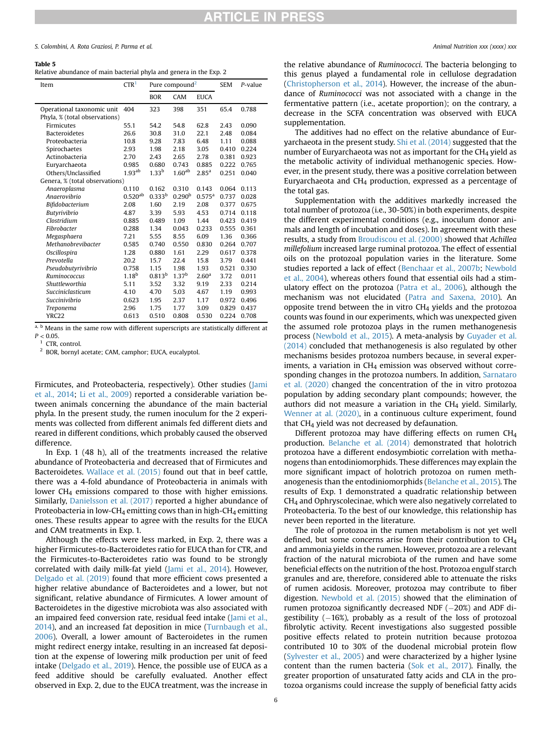**Table 5**
Relative abundance of main bacterial phyla and genera in the Exp. 2

| Item | CTR[1] | Pure compound[2] | | | SEM | P-value |
|---|---|---|---|---|---|---|
| | | BOR | CAM | EUCA | | |
| Operational taxonomic unit | 404 | 323 | 398 | 351 | 65.4 | 0.788 |
| Phyla, % (total observations) | | | | | | |
| Firmicutes | 55.1 | 54.2 | 54.8 | 62.8 | 2.43 | 0.090 |
| Bacteroidetes | 26.6 | 30.8 | 31.0 | 22.1 | 2.48 | 0.084 |
| Proteobacteria | 10.8 | 9.28 | 7.83 | 6.48 | 1.11 | 0.088 |
| Spirochaetes | 2.93 | 1.98 | 2.18 | 3.05 | 0.410 | 0.224 |
| Actinobacteria | 2.70 | 2.43 | 2.65 | 2.78 | 0.381 | 0.923 |
| Euryarchaeota | 0.985 | 0.680 | 0.743 | 0.885 | 0.222 | 0.765 |
| Others/Unclassified | 1.93[ab] | 1.33[b] | 1.60[ab] | 2.85[a] | 0.251 | 0.040 |
| Genera, % (total observations) | | | | | | |
| *Anaeroplasma* | 0.110 | 0.162 | 0.310 | 0.143 | 0.064 | 0.113 |
| *Anaerovibrio* | 0.520[ab] | 0.333[b] | 0.290[b] | 0.575[a] | 0.737 | 0.028 |
| *Bifidobacterium* | 2.08 | 1.60 | 2.19 | 2.08 | 0.377 | 0.675 |
| *Butyrivibrio* | 4.87 | 3.39 | 5.93 | 4.53 | 0.714 | 0.118 |
| *Clostridium* | 0.885 | 0.489 | 1.09 | 1.44 | 0.423 | 0.419 |
| *Fibrobacter* | 0.288 | 1.34 | 0.043 | 0.233 | 0.555 | 0.361 |
| *Megasphaera* | 7.21 | 5.55 | 8.55 | 6.09 | 1.36 | 0.366 |
| *Methanobrevibacter* | 0.585 | 0.740 | 0.550 | 0.830 | 0.264 | 0.707 |
| *Oscillospira* | 1.28 | 0.880 | 1.61 | 2.29 | 0.617 | 0.378 |
| *Prevotella* | 20.2 | 15.7 | 22.4 | 15.8 | 3.79 | 0.441 |
| *Pseudobutyrivibrio* | 0.758 | 1.15 | 1.98 | 1.93 | 0.521 | 0.330 |
| *Ruminococcus* | 1.18[b] | 0.813[b] | 1.37[b] | 2.60[a] | 3.72 | 0.011 |
| *Shuttleworthia* | 5.11 | 3.52 | 3.32 | 9.19 | 2.33 | 0.214 |
| *Succiniclasticum* | 4.10 | 4.70 | 5.03 | 4.67 | 1.19 | 0.993 |
| *Succinivibrio* | 0.623 | 1.95 | 2.37 | 1.17 | 0.972 | 0.496 |
| *Treponema* | 2.96 | 1.75 | 1.77 | 3.09 | 0.829 | 0.437 |
| YRC22 | 0.613 | 0.510 | 0.808 | 0.530 | 0.224 | 0.708 |

[a], [b] Means in the same row with different superscripts are statistically different at $P < 0.05$.
[1] CTR, control.
[2] BOR, bornyl acetate; CAM, camphor; EUCA, eucalyptol.

Firmicutes, and Proteobacteria, respectively). Other studies (Jami et al., 2014; Li et al., 2009) reported a considerable variation between animals concerning the abundance of the main bacterial phyla. In the present study, the rumen inoculum for the 2 experiments was collected from different animals fed different diets and reared in different conditions, which probably caused the observed difference.

In Exp. 1 (48 h), all of the treatments increased the relative abundance of Proteobacteria and decreased that of Firmicutes and Bacteroidetes. Wallace et al. (2015) found out that in beef cattle, there was a 4-fold abundance of Proteobacteria in animals with lower $CH_4$ emissions compared to those with higher emissions. Similarly, Danielsson et al. (2017) reported a higher abundance of Proteobacteria in low-$CH_4$ emitting cows than in high-$CH_4$ emitting ones. These results appear to agree with the results for the EUCA and CAM treatments in Exp. 1.

Although the effects were less marked, in Exp. 2, there was a higher Firmicutes-to-Bacteroidetes ratio for EUCA than for CTR, and the Firmicutes-to-Bacteroidetes ratio was found to be strongly correlated with daily milk-fat yield (Jami et al., 2014). However, Delgado et al. (2019) found that more efficient cows presented a higher relative abundance of Bacteroidetes and a lower, but not significant, relative abundance of Firmicutes. A lower amount of Bacteroidetes in the digestive microbiota was also associated with an impaired feed conversion rate, residual feed intake (Jami et al., 2014), and an increased fat deposition in mice (Turnbaugh et al., 2006). Overall, a lower amount of Bacteroidetes in the rumen might redirect energy intake, resulting in an increased fat deposition at the expense of lowering milk production per unit of feed intake (Delgado et al., 2019). Hence, the possible use of EUCA as a feed additive should be carefully evaluated. Another effect observed in Exp. 2, due to the EUCA treatment, was the increase in the relative abundance of *Ruminococci*. The bacteria belonging to this genus played a fundamental role in cellulose degradation (Christopherson et al., 2014). However, the increase of the abundance of *Ruminococci* was not associated with a change in the fermentative pattern (i.e., acetate proportion); on the contrary, a decrease in the SCFA concentration was observed with EUCA supplementation.

The additives had no effect on the relative abundance of Euryarchaeota in the present study. Shi et al. (2014) suggested that the number of Euryarchaeota was not as important for the $CH_4$ yield as the metabolic activity of individual methanogenic species. However, in the present study, there was a positive correlation between Euryarchaeota and $CH_4$ production, expressed as a percentage of the total gas.

Supplementation with the additives markedly increased the total number of protozoa (i.e., 30-50%) in both experiments, despite the different experimental conditions (e.g., inoculum donor animals and length of incubation and doses). In agreement with these results, a study from Broudiscou et al. (2000) showed that *Achillea millefolium* increased large ruminal protozoa. The effect of essential oils on the protozoal population varies in the literature. Some studies reported a lack of effect (Benchaar et al., 2007b; Newbold et al., 2004), whereas others found that essential oils had a stimulatory effect on the protozoa (Patra et al., 2006), although the mechanism was not elucidated (Patra and Saxena, 2010). An opposite trend between the in vitro $CH_4$ yields and the protozoa counts was found in our experiments, which was unexpected given the assumed role protozoa plays in the rumen methanogenesis process (Newbold et al., 2015). A meta-analysis by Guyader et al. (2014) concluded that methanogenesis is also regulated by other mechanisms besides protozoa numbers because, in several experiments, a variation in $CH_4$ emission was observed without corresponding changes in the protozoa numbers. In addition, Sarnataro et al. (2020) changed the concentration of the in vitro protozoa population by adding secondary plant compounds; however, the authors did not measure a variation in the $CH_4$ yield. Similarly, Wenner at al. (2020), in a continuous culture experiment, found that $CH_4$ yield was not decreased by defaunation.

Different protozoa may have differing effects on rumen $CH_4$ production. Belanche et al. (2014) demonstrated that holotrich protozoa have a different endosymbiotic correlation with methanogens than entodiniomorphids. These differences may explain the more significant impact of holotrich protozoa on rumen methanogenesis than the entodiniomorphids (Belanche et al., 2015). The results of Exp. 1 demonstrated a quadratic relationship between $CH_4$ and Ophryscolecinae, which were also negatively correlated to Proteobacteria. To the best of our knowledge, this relationship has never been reported in the literature.

The role of protozoa in the rumen metabolism is not yet well defined, but some concerns arise from their contribution to $CH_4$ and ammonia yields in the rumen. However, protozoa are a relevant fraction of the natural microbiota of the rumen and have some beneficial effects on the nutrition of the host. Protozoa engulf starch granules and are, therefore, considered able to attenuate the risks of rumen acidosis. Moreover, protozoa may contribute to fiber digestion. Newbold et al. (2015) showed that the elimination of rumen protozoa significantly decreased NDF (−20%) and ADF digestibility (−16%), probably as a result of the loss of protozoal fibrolytic activity. Recent investigations also suggested possible positive effects related to protein nutrition because protozoa contributed 10 to 30% of the duodenal microbial protein flow (Sylvester et al., 2005) and were characterized by a higher lysine content than the rumen bacteria (Sok et al., 2017). Finally, the greater proportion of unsaturated fatty acids and CLA in the protozoa organisms could increase the supply of beneficial fatty acids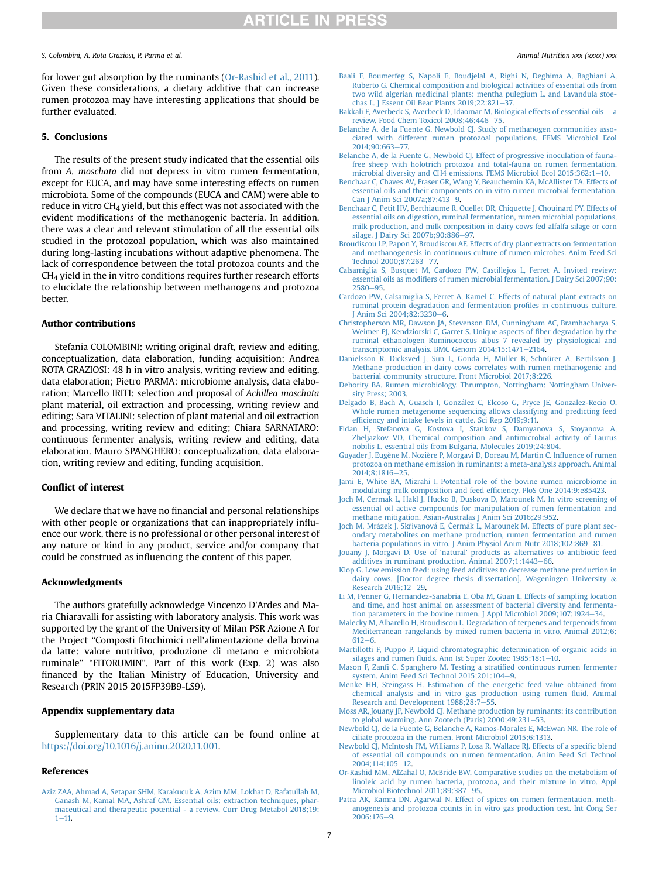for lower gut absorption by the ruminants (Or-Rashid et al., 2011). Given these considerations, a dietary additive that can increase rumen protozoa may have interesting applications that should be further evaluated.

## 5. Conclusions

The results of the present study indicated that the essential oils from *A. moschata* did not depress in vitro rumen fermentation, except for EUCA, and may have some interesting effects on rumen microbiota. Some of the compounds (EUCA and CAM) were able to reduce in vitro $CH_4$ yield, but this effect was not associated with the evident modifications of the methanogenic bacteria. In addition, there was a clear and relevant stimulation of all the essential oils studied in the protozoal population, which was also maintained during long-lasting incubations without adaptive phenomena. The lack of correspondence between the total protozoa counts and the $CH_4$ yield in the in vitro conditions requires further research efforts to elucidate the relationship between methanogens and protozoa better.

## Author contributions

Stefania COLOMBINI: writing original draft, review and editing, conceptualization, data elaboration, funding acquisition; Andrea ROTA GRAZIOSI: 48 h in vitro analysis, writing review and editing, data elaboration; Pietro PARMA: microbiome analysis, data elaboration; Marcello IRITI: selection and proposal of *Achillea moschata* plant material, oil extraction and processing, writing review and editing; Sara VITALINI: selection of plant material and oil extraction and processing, writing review and editing; Chiara SARNATARO: continuous fermenter analysis, writing review and editing, data elaboration. Mauro SPANGHERO: conceptualization, data elaboration, writing review and editing, funding acquisition.

## Conflict of interest

We declare that we have no financial and personal relationships with other people or organizations that can inappropriately influence our work, there is no professional or other personal interest of any nature or kind in any product, service and/or company that could be construed as influencing the content of this paper.

## Acknowledgments

The authors gratefully acknowledge Vincenzo D'Ardes and Maria Chiaravalli for assisting with laboratory analysis. This work was supported by the grant of the University of Milan PSR Azione A for the Project "Composti fitochimici nell'alimentazione della bovina da latte: valore nutritivo, produzione di metano e microbiota ruminale" "FITORUMIN". Part of this work (Exp. 2) was also financed by the Italian Ministry of Education, University and Research (PRIN 2015 2015FP39B9-LS9).

## Appendix supplementary data

Supplementary data to this article can be found online at https://doi.org/10.1016/j.aninu.2020.11.001.

## References

Aziz ZAA, Ahmad A, Setapar SHM, Karakucuk A, Azim MM, Lokhat D, Rafatullah M, Ganash M, Kamal MA, Ashraf GM. Essential oils: extraction techniques, pharmaceutical and therapeutic potential - a review. Curr Drug Metabol 2018;19:1–11.

Baali F, Boumerfeg S, Napoli E, Boudjelal A, Righi N, Deghima A, Baghiani A, Ruberto G. Chemical composition and biological activities of essential oils from two wild algerian medicinal plants: mentha pulegium L. and Lavandula stoechas L. J Essent Oil Bear Plants 2019;22:821–37.

Bakkali F, Averbeck S, Averbeck D, Idaomar M. Biological effects of essential oils – a review. Food Chem Toxicol 2008;46:446–75.

Belanche A, de la Fuente G, Newbold CJ. Study of methanogen communities associated with different rumen protozoal populations. FEMS Microbiol Ecol 2014;90:663–77.

Belanche A, de la Fuente G, Newbold CJ. Effect of progressive inoculation of fauna-free sheep with holotrich protozoa and total-fauna on rumen fermentation, microbial diversity and CH4 emissions. FEMS Microbiol Ecol 2015;362:1–10.

Benchaar C, Chaves AV, Fraser GR, Wang Y, Beauchemin KA, McAllister TA. Effects of essential oils and their components on in vitro rumen microbial fermentation. Can J Anim Sci 2007a;87:413–9.

Benchaar C, Petit HV, Berthiaume R, Ouellet DR, Chiquette J, Chouinard PY. Effects of essential oils on digestion, ruminal fermentation, rumen microbial populations, milk production, and milk composition in dairy cows fed alfalfa silage or corn silage. J Dairy Sci 2007b;90:886–97.

Broudiscou LP, Papon Y, Broudiscou AF. Effects of dry plant extracts on fermentation and methanogenesis in continuous culture of rumen microbes. Anim Feed Sci Technol 2000;87:263–77.

Calsamiglia S, Busquet M, Cardozo PW, Castillejos L, Ferret A. Invited review: essential oils as modifiers of rumen microbial fermentation. J Dairy Sci 2007;90:2580–95.

Cardozo PW, Calsamiglia S, Ferret A, Kamel C. Effects of natural plant extracts on ruminal protein degradation and fermentation profiles in continuous culture. J Anim Sci 2004;82:3230–6.

Christopherson MR, Dawson JA, Stevenson DM, Cunningham AC, Bramhacharya S, Weimer PJ, Kendziorski C, Garret S. Unique aspects of fiber degradation by the ruminal ethanologen Ruminococcus albus 7 revealed by physiological and transcriptomic analysis. BMC Genom 2014;15:1471–2164.

Danielsson R, Dicksved J, Sun L, Gonda H, Müller B, Schnürer A, Bertilsson J. Methane production in dairy cows correlates with rumen methanogenic and bacterial community structure. Front Microbiol 2017;8:226.

Dehority BA. Rumen microbiology. Thrumpton, Nottingham: Nottingham University Press; 2003.

Delgado B, Bach A, Guasch I, González C, Elcoso G, Pryce JE, Gonzalez-Recio O. Whole rumen metagenome sequencing allows classifying and predicting feed efficiency and intake levels in cattle. Sci Rep 2019;9:11.

Fidan H, Stefanova G, Kostova I, Stankov S, Damyanova S, Stoyanova A, Zheljazkov VD. Chemical composition and antimicrobial activity of Laurus nobilis L. essential oils from Bulgaria. Molecules 2019;24:804.

Guyader J, Eugène M, Nozière P, Morgavi D, Doreau M, Martin C. Influence of rumen protozoa on methane emission in ruminants: a meta-analysis approach. Animal 2014;8:1816–25.

Jami E, White BA, Mizrahi I. Potential role of the bovine rumen microbiome in modulating milk composition and feed efficiency. PloS One 2014;9:e85423.

Joch M, Cermak L, Hakl J, Hucko B, Duskova D, Marounek M. In vitro screening of essential oil active compounds for manipulation of rumen fermentation and methane mitigation. Asian-Australas J Anim Sci 2016;29:952.

Joch M, Mrázek J, Skřivanová E, Čermák L, Marounek M. Effects of pure plant secondary metabolites on methane production, rumen fermentation and rumen bacteria populations in vitro. J Anim Physiol Anim Nutr 2018;102:869–81.

Jouany J, Morgavi D. Use of 'natural' products as alternatives to antibiotic feed additives in ruminant production. Animal 2007;1:1443–66.

Klop G. Low emission feed: using feed additives to decrease methane production in dairy cows. [Doctor degree thesis dissertation]. Wageningen University & Research 2016:12–29.

Li M, Penner G, Hernandez-Sanabria E, Oba M, Guan L. Effects of sampling location and time, and host animal on assessment of bacterial diversity and fermentation parameters in the bovine rumen. J Appl Microbiol 2009;107:1924–34.

Malecky M, Albarello H, Broudiscou L. Degradation of terpenes and terpenoids from Mediterranean rangelands by mixed rumen bacteria in vitro. Animal 2012;6:612–6.

Martillotti F, Puppo P. Liquid chromatographic determination of organic acids in silages and rumen fluids. Ann Ist Super Zootec 1985;18:1–10.

Mason F, Zanfi C, Spanghero M. Testing a stratified continuous rumen fermenter system. Anim Feed Sci Technol 2015;201:104–9.

Menke HH, Steingass H. Estimation of the energetic feed value obtained from chemical analysis and in vitro gas production using rumen fluid. Animal Research and Development 1988;28:7–55.

Moss AR, Jouany JP, Newbold CJ. Methane production by ruminants: its contribution to global warming. Ann Zootech (Paris) 2000;49:231–53.

Newbold CJ, de la Fuente G, Belanche A, Ramos-Morales E, McEwan NR. The role of ciliate protozoa in the rumen. Front Microbiol 2015;6:1313.

Newbold CJ, McIntosh FM, Williams P, Losa R, Wallace RJ. Effects of a specific blend of essential oil compounds on rumen fermentation. Anim Feed Sci Technol 2004;114:105–12.

Or-Rashid MM, AlZahal O, McBride BW. Comparative studies on the metabolism of linoleic acid by rumen bacteria, protozoa, and their mixture in vitro. Appl Microbiol Biotechnol 2011;89:387–95.

Patra AK, Kamra DN, Agarwal N. Effect of spices on rumen fermentation, methanogenesis and protozoa counts in in vitro gas production test. Int Cong Ser 2006:176–9.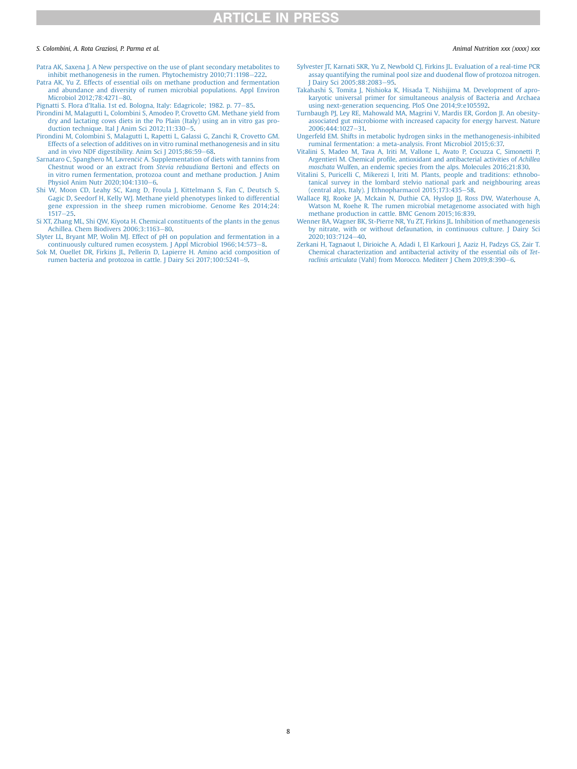Patra AK, Saxena J. A New perspective on the use of plant secondary metabolites to inhibit methanogenesis in the rumen. Phytochemistry 2010;71:1198–222.

Patra AK, Yu Z. Effects of essential oils on methane production and fermentation and abundance and diversity of rumen microbial populations. Appl Environ Microbiol 2012;78:4271–80.

Pignatti S. Flora d'Italia. 1st ed. Bologna, Italy: Edagricole; 1982. p. 77–85.

Pirondini M, Malagutti L, Colombini S, Amodeo P, Crovetto GM. Methane yield from dry and lactating cows diets in the Po Plain (Italy) using an in vitro gas production technique. Ital J Anim Sci 2012;11:330–5.

Pirondini M, Colombini S, Malagutti L, Rapetti L, Galassi G, Zanchi R, Crovetto GM. Effects of a selection of additives on in vitro ruminal methanogenesis and in situ and in vivo NDF digestibility. Anim Sci J 2015;86:59–68.

Sarnataro C, Spanghero M, Lavrenčič A. Supplementation of diets with tannins from Chestnut wood or an extract from *Stevia rebaudiana* Bertoni and effects on in vitro rumen fermentation, protozoa count and methane production. J Anim Physiol Anim Nutr 2020;104:1310–6.

Shi W, Moon CD, Leahy SC, Kang D, Froula J, Kittelmann S, Fan C, Deutsch S, Gagic D, Seedorf H, Kelly WJ. Methane yield phenotypes linked to differential gene expression in the sheep rumen microbiome. Genome Res 2014;24:1517–25.

Si XT, Zhang ML, Shi QW, Kiyota H. Chemical constituents of the plants in the genus Achillea. Chem Biodivers 2006;3:1163–80.

Slyter LL, Bryant MP, Wolin MJ. Effect of pH on population and fermentation in a continuously cultured rumen ecosystem. J Appl Microbiol 1966;14:573–8.

Sok M, Ouellet DR, Firkins JL, Pellerin D, Lapierre H. Amino acid composition of rumen bacteria and protozoa in cattle. J Dairy Sci 2017;100:5241–9.

Sylvester JT, Karnati SKR, Yu Z, Newbold CJ, Firkins JL. Evaluation of a real-time PCR assay quantifying the ruminal pool size and duodenal flow of protozoa nitrogen. J Dairy Sci 2005;88:2083–95.

Takahashi S, Tomita J, Nishioka K, Hisada T, Nishijima M. Development of aprokaryotic universal primer for simultaneous analysis of Bacteria and Archaea using next-generation sequencing. PloS One 2014;9:e105592.

Turnbaugh PJ, Ley RE, Mahowald MA, Magrini V, Mardis ER, Gordon JI. An obesity-associated gut microbiome with increased capacity for energy harvest. Nature 2006;444:1027–31.

Ungerfeld EM. Shifts in metabolic hydrogen sinks in the methanogenesis-inhibited ruminal fermentation: a meta-analysis. Front Microbiol 2015;6:37.

Vitalini S, Madeo M, Tava A, Iriti M, Vallone L, Avato P, Cocuzza C, Simonetti P, Argentieri M. Chemical profile, antioxidant and antibacterial activities of *Achillea moschata* Wulfen, an endemic species from the alps. Molecules 2016;21:830.

Vitalini S, Puricelli C, Mikerezi I, Iriti M. Plants, people and traditions: ethnobotanical survey in the lombard stelvio national park and neighbouring areas (central alps, Italy). J Ethnopharmacol 2015;173:435–58.

Wallace RJ, Rooke JA, Mckain N, Duthie CA, Hyslop JJ, Ross DW, Waterhouse A, Watson M, Roehe R. The rumen microbial metagenome associated with high methane production in cattle. BMC Genom 2015;16:839.

Wenner BA, Wagner BK, St-Pierre NR, Yu ZT, Firkins JL. Inhibition of methanogenesis by nitrate, with or without defaunation, in continuous culture. J Dairy Sci 2020;103:7124–40.

Zerkani H, Tagnaout I, Dirioiche A, Adadi I, El Karkouri J, Aaziz H, Padzys GS, Zair T. Chemical characterization and antibacterial activity of the essential oils of *Tetraclinis articulata* (Vahl) from Morocco. Mediterr J Chem 2019;8:390–6.